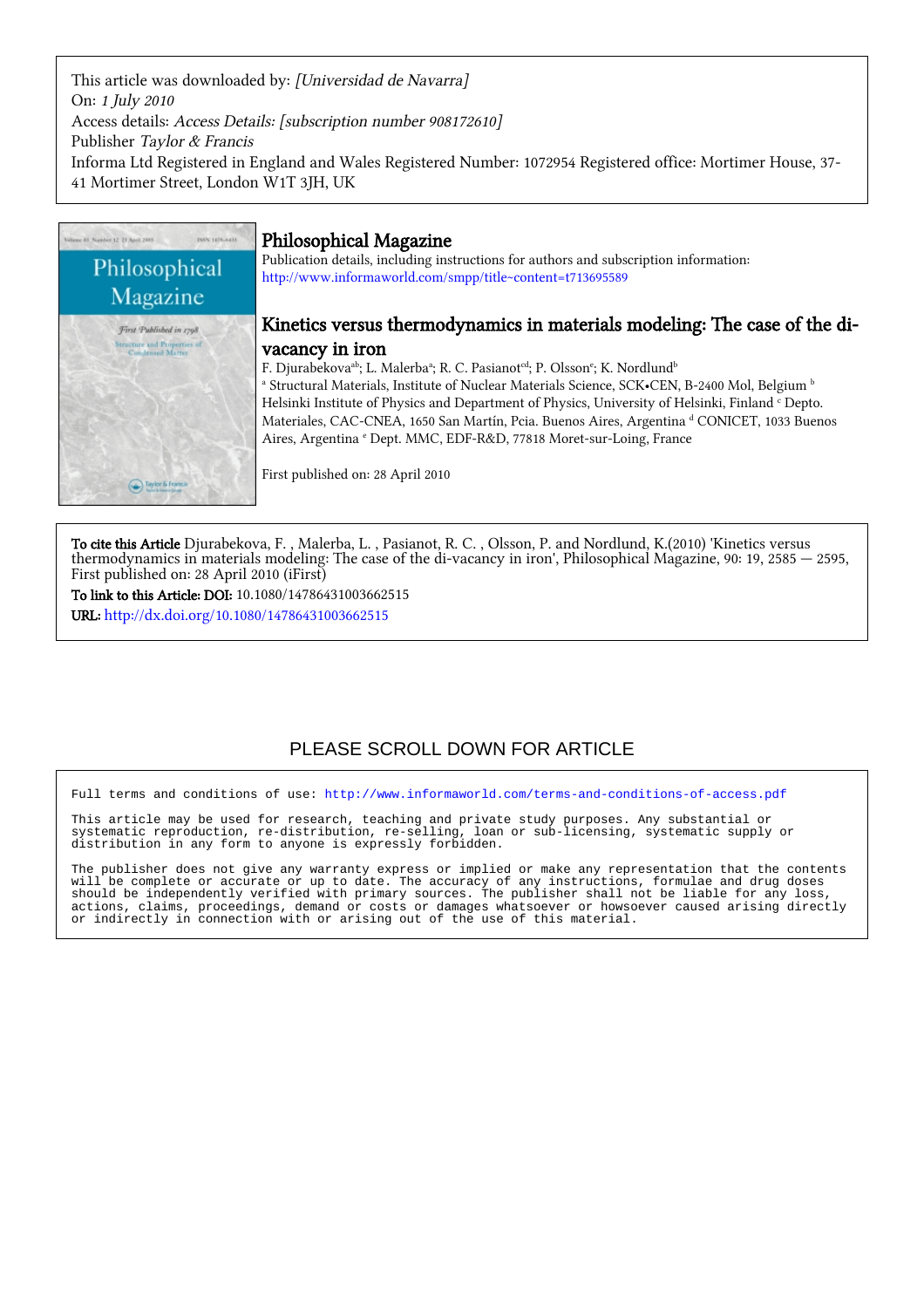This article was downloaded by: *[Universidad de Navarra]*
On: *1 July 2010*
Access details: *Access Details: [subscription number 908172610]*
Publisher *Taylor & Francis*
Informa Ltd Registered in England and Wales Registered Number: 1072954 Registered office: Mortimer House, 37-41 Mortimer Street, London W1T 3JH, UK

# Philosophical Magazine

Publication details, including instructions for authors and subscription information:
http://www.informaworld.com/smpp/title~content=t713695589

## Kinetics versus thermodynamics in materials modeling: The case of the di-vacancy in iron

F. Djurabekova[a][b]; L. Malerba[a]; R. C. Pasianot[c][d]; P. Olsson[e]; K. Nordlund[b]

[a] Structural Materials, Institute of Nuclear Materials Science, SCK•CEN, B-2400 Mol, Belgium [b] Helsinki Institute of Physics and Department of Physics, University of Helsinki, Finland [c] Depto. Materiales, CAC-CNEA, 1650 San Martín, Pcia. Buenos Aires, Argentina [d] CONICET, 1033 Buenos Aires, Argentina [e] Dept. MMC, EDF-R&D, 77818 Moret-sur-Loing, France

First published on: 28 April 2010

**To cite this Article** Djurabekova, F. , Malerba, L. , Pasianot, R. C. , Olsson, P. and Nordlund, K.(2010) 'Kinetics versus thermodynamics in materials modeling: The case of the di-vacancy in iron', Philosophical Magazine, 90: 19, 2585 — 2595, First published on: 28 April 2010 (iFirst)

**To link to this Article: DOI:** 10.1080/14786431003662515

**URL:** http://dx.doi.org/10.1080/14786431003662515

PLEASE SCROLL DOWN FOR ARTICLE

Full terms and conditions of use: http://www.informaworld.com/terms-and-conditions-of-access.pdf

This article may be used for research, teaching and private study purposes. Any substantial or systematic reproduction, re-distribution, re-selling, loan or sub-licensing, systematic supply or distribution in any form to anyone is expressly forbidden.

The publisher does not give any warranty express or implied or make any representation that the contents will be complete or accurate or up to date. The accuracy of any instructions, formulae and drug doses should be independently verified with primary sources. The publisher shall not be liable for any loss, actions, claims, proceedings, demand or costs or damages whatsoever or howsoever caused arising directly or indirectly in connection with or arising out of the use of this material.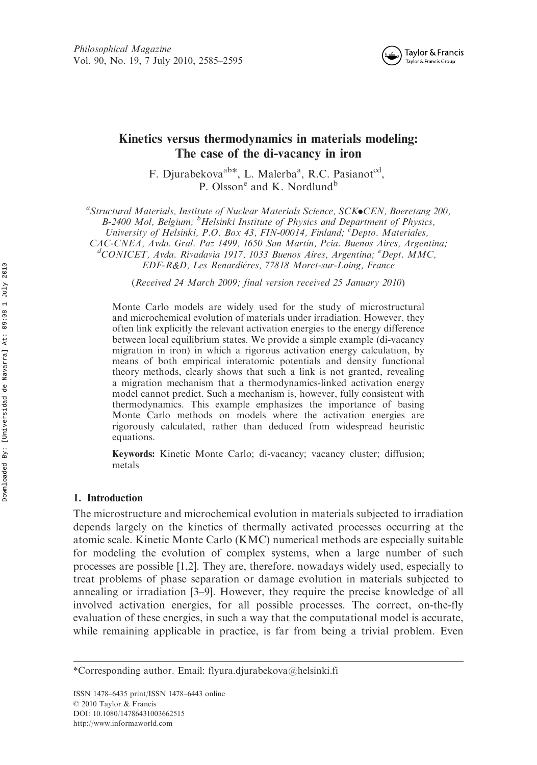# Kinetics versus thermodynamics in materials modeling: The case of the di-vacancy in iron

F. Djurabekova[ab]*, L. Malerba[a], R.C. Pasianot[cd], P. Olsson[e] and K. Nordlund[b]

[a]*Structural Materials, Institute of Nuclear Materials Science, SCK●CEN, Boeretang 200, B-2400 Mol, Belgium;* [b]*Helsinki Institute of Physics and Department of Physics, University of Helsinki, P.O. Box 43, FIN-00014, Finland;* [c]*Depto. Materiales, CAC-CNEA, Avda. Gral. Paz 1499, 1650 San Martín, Pcia. Buenos Aires, Argentina;* [d]*CONICET, Avda. Rivadavia 1917, 1033 Buenos Aires, Argentina;* [e]*Dept. MMC, EDF-R&D, Les Renardiéres, 77818 Moret-sur-Loing, France*

(*Received 24 March 2009; final version received 25 January 2010*)

Monte Carlo models are widely used for the study of microstructural and microchemical evolution of materials under irradiation. However, they often link explicitly the relevant activation energies to the energy difference between local equilibrium states. We provide a simple example (di-vacancy migration in iron) in which a rigorous activation energy calculation, by means of both empirical interatomic potentials and density functional theory methods, clearly shows that such a link is not granted, revealing a migration mechanism that a thermodynamics-linked activation energy model cannot predict. Such a mechanism is, however, fully consistent with thermodynamics. This example emphasizes the importance of basing Monte Carlo methods on models where the activation energies are rigorously calculated, rather than deduced from widespread heuristic equations.

**Keywords:** Kinetic Monte Carlo; di-vacancy; vacancy cluster; diffusion; metals

## 1. Introduction

The microstructure and microchemical evolution in materials subjected to irradiation depends largely on the kinetics of thermally activated processes occurring at the atomic scale. Kinetic Monte Carlo (KMC) numerical methods are especially suitable for modeling the evolution of complex systems, when a large number of such processes are possible [1,2]. They are, therefore, nowadays widely used, especially to treat problems of phase separation or damage evolution in materials subjected to annealing or irradiation [3–9]. However, they require the precise knowledge of all involved activation energies, for all possible processes. The correct, on-the-fly evaluation of these energies, in such a way that the computational model is accurate, while remaining applicable in practice, is far from being a trivial problem. Even

*Corresponding author. Email: flyura.djurabekova@helsinki.fi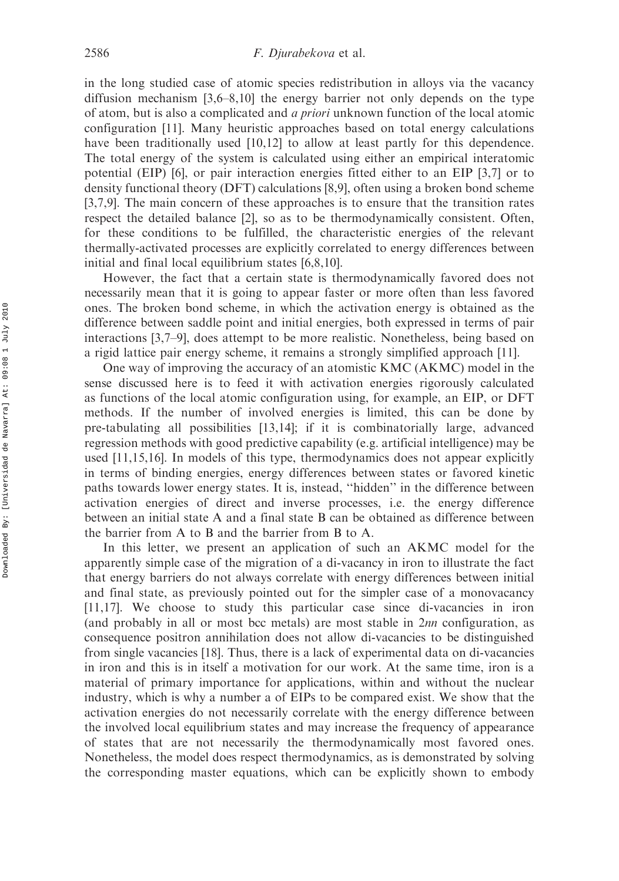in the long studied case of atomic species redistribution in alloys via the vacancy diffusion mechanism [3,6–8,10] the energy barrier not only depends on the type of atom, but is also a complicated and *a priori* unknown function of the local atomic configuration [11]. Many heuristic approaches based on total energy calculations have been traditionally used [10,12] to allow at least partly for this dependence. The total energy of the system is calculated using either an empirical interatomic potential (EIP) [6], or pair interaction energies fitted either to an EIP [3,7] or to density functional theory (DFT) calculations [8,9], often using a broken bond scheme [3,7,9]. The main concern of these approaches is to ensure that the transition rates respect the detailed balance [2], so as to be thermodynamically consistent. Often, for these conditions to be fulfilled, the characteristic energies of the relevant thermally-activated processes are explicitly correlated to energy differences between initial and final local equilibrium states [6,8,10].

However, the fact that a certain state is thermodynamically favored does not necessarily mean that it is going to appear faster or more often than less favored ones. The broken bond scheme, in which the activation energy is obtained as the difference between saddle point and initial energies, both expressed in terms of pair interactions [3,7–9], does attempt to be more realistic. Nonetheless, being based on a rigid lattice pair energy scheme, it remains a strongly simplified approach [11].

One way of improving the accuracy of an atomistic KMC (AKMC) model in the sense discussed here is to feed it with activation energies rigorously calculated as functions of the local atomic configuration using, for example, an EIP, or DFT methods. If the number of involved energies is limited, this can be done by pre-tabulating all possibilities [13,14]; if it is combinatorially large, advanced regression methods with good predictive capability (e.g. artificial intelligence) may be used [11,15,16]. In models of this type, thermodynamics does not appear explicitly in terms of binding energies, energy differences between states or favored kinetic paths towards lower energy states. It is, instead, "hidden" in the difference between activation energies of direct and inverse processes, i.e. the energy difference between an initial state A and a final state B can be obtained as difference between the barrier from A to B and the barrier from B to A.

In this letter, we present an application of such an AKMC model for the apparently simple case of the migration of a di-vacancy in iron to illustrate the fact that energy barriers do not always correlate with energy differences between initial and final state, as previously pointed out for the simpler case of a monovacancy [11,17]. We choose to study this particular case since di-vacancies in iron (and probably in all or most bcc metals) are most stable in *2nn* configuration, as consequence positron annihilation does not allow di-vacancies to be distinguished from single vacancies [18]. Thus, there is a lack of experimental data on di-vacancies in iron and this is in itself a motivation for our work. At the same time, iron is a material of primary importance for applications, within and without the nuclear industry, which is why a number a of EIPs to be compared exist. We show that the activation energies do not necessarily correlate with the energy difference between the involved local equilibrium states and may increase the frequency of appearance of states that are not necessarily the thermodynamically most favored ones. Nonetheless, the model does respect thermodynamics, as is demonstrated by solving the corresponding master equations, which can be explicitly shown to embody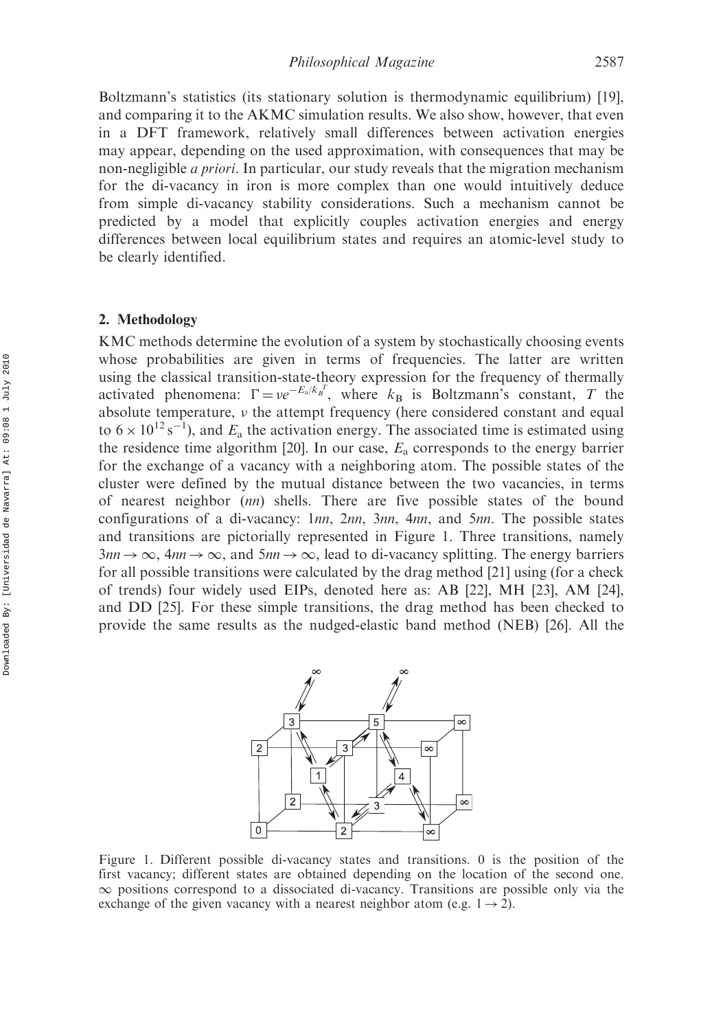Boltzmann's statistics (its stationary solution is thermodynamic equilibrium) [19], and comparing it to the AKMC simulation results. We also show, however, that even in a DFT framework, relatively small differences between activation energies may appear, depending on the used approximation, with consequences that may be non-negligible *a priori*. In particular, our study reveals that the migration mechanism for the di-vacancy in iron is more complex than one would intuitively deduce from simple di-vacancy stability considerations. Such a mechanism cannot be predicted by a model that explicitly couples activation energies and energy differences between local equilibrium states and requires an atomic-level study to be clearly identified.

## 2. Methodology

KMC methods determine the evolution of a system by stochastically choosing events whose probabilities are given in terms of frequencies. The latter are written using the classical transition-state-theory expression for the frequency of thermally activated phenomena: $\Gamma = \nu e^{-E_a/k_B T}$, where $k_B$ is Boltzmann's constant, $T$ the absolute temperature, $\nu$ the attempt frequency (here considered constant and equal to $6 \times 10^{12}\,\mathrm{s}^{-1}$), and $E_a$ the activation energy. The associated time is estimated using the residence time algorithm [20]. In our case, $E_a$ corresponds to the energy barrier for the exchange of a vacancy with a neighboring atom. The possible states of the cluster were defined by the mutual distance between the two vacancies, in terms of nearest neighbor (*nn*) shells. There are five possible states of the bound configurations of a di-vacancy: 1*nn*, 2*nn*, 3*nn*, 4*nn*, and 5*nn*. The possible states and transitions are pictorially represented in Figure 1. Three transitions, namely $3nn \rightarrow \infty$, $4nn \rightarrow \infty$, and $5nn \rightarrow \infty$, lead to di-vacancy splitting. The energy barriers for all possible transitions were calculated by the drag method [21] using (for a check of trends) four widely used EIPs, denoted here as: AB [22], MH [23], AM [24], and DD [25]. For these simple transitions, the drag method has been checked to provide the same results as the nudged-elastic band method (NEB) [26]. All the

Figure 1. Different possible di-vacancy states and transitions. 0 is the position of the first vacancy; different states are obtained depending on the location of the second one. $\infty$ positions correspond to a dissociated di-vacancy. Transitions are possible only via the exchange of the given vacancy with a nearest neighbor atom (e.g. $1 \rightarrow 2$).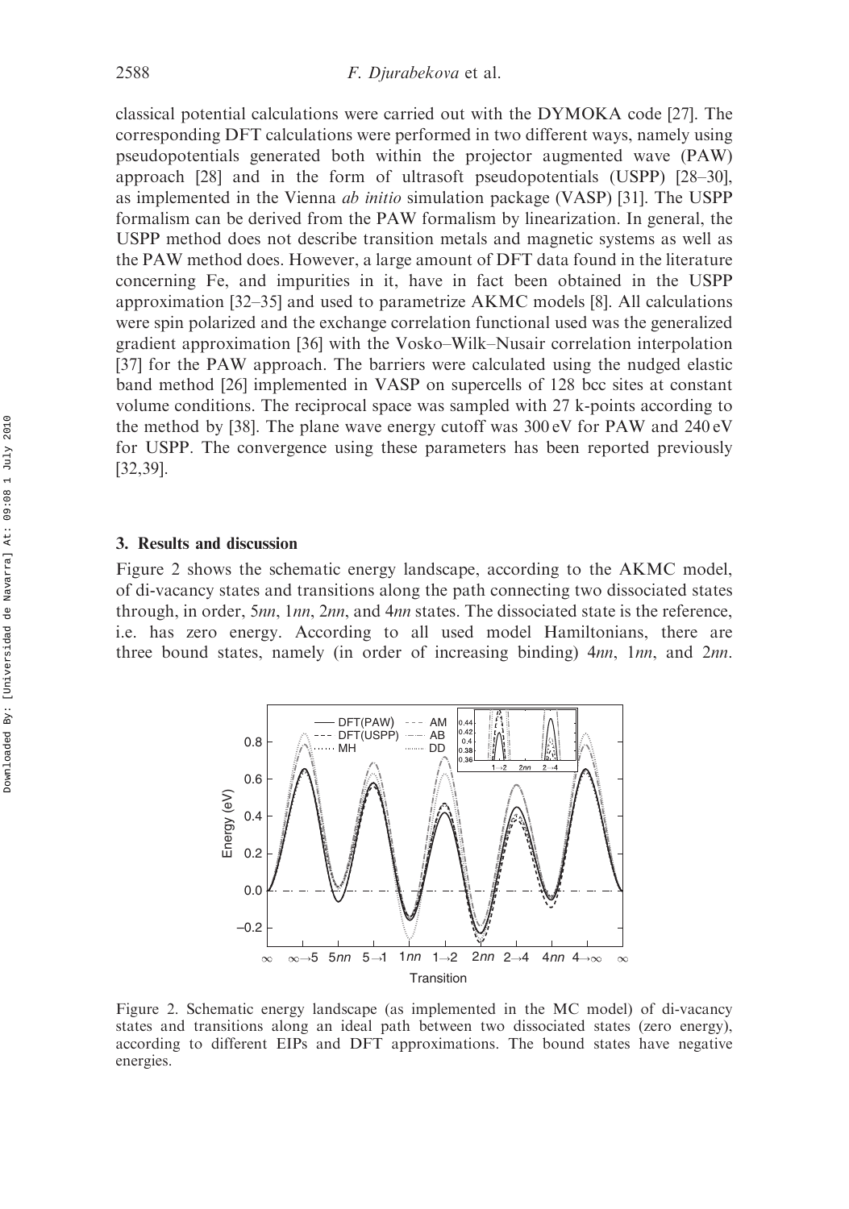classical potential calculations were carried out with the DYMOKA code [27]. The corresponding DFT calculations were performed in two different ways, namely using pseudopotentials generated both within the projector augmented wave (PAW) approach [28] and in the form of ultrasoft pseudopotentials (USPP) [28–30], as implemented in the Vienna *ab initio* simulation package (VASP) [31]. The USPP formalism can be derived from the PAW formalism by linearization. In general, the USPP method does not describe transition metals and magnetic systems as well as the PAW method does. However, a large amount of DFT data found in the literature concerning Fe, and impurities in it, have in fact been obtained in the USPP approximation [32–35] and used to parametrize AKMC models [8]. All calculations were spin polarized and the exchange correlation functional used was the generalized gradient approximation [36] with the Vosko–Wilk–Nusair correlation interpolation [37] for the PAW approach. The barriers were calculated using the nudged elastic band method [26] implemented in VASP on supercells of 128 bcc sites at constant volume conditions. The reciprocal space was sampled with 27 k-points according to the method by [38]. The plane wave energy cutoff was 300 eV for PAW and 240 eV for USPP. The convergence using these parameters has been reported previously [32,39].

## 3. Results and discussion

Figure 2 shows the schematic energy landscape, according to the AKMC model, of di-vacancy states and transitions along the path connecting two dissociated states through, in order, 5*nn*, 1*nn*, 2*nn*, and 4*nn* states. The dissociated state is the reference, i.e. has zero energy. According to all used model Hamiltonians, there are three bound states, namely (in order of increasing binding) 4*nn*, 1*nn*, and 2*nn*.

Figure 2. Schematic energy landscape (as implemented in the MC model) of di-vacancy states and transitions along an ideal path between two dissociated states (zero energy), according to different EIPs and DFT approximations. The bound states have negative energies.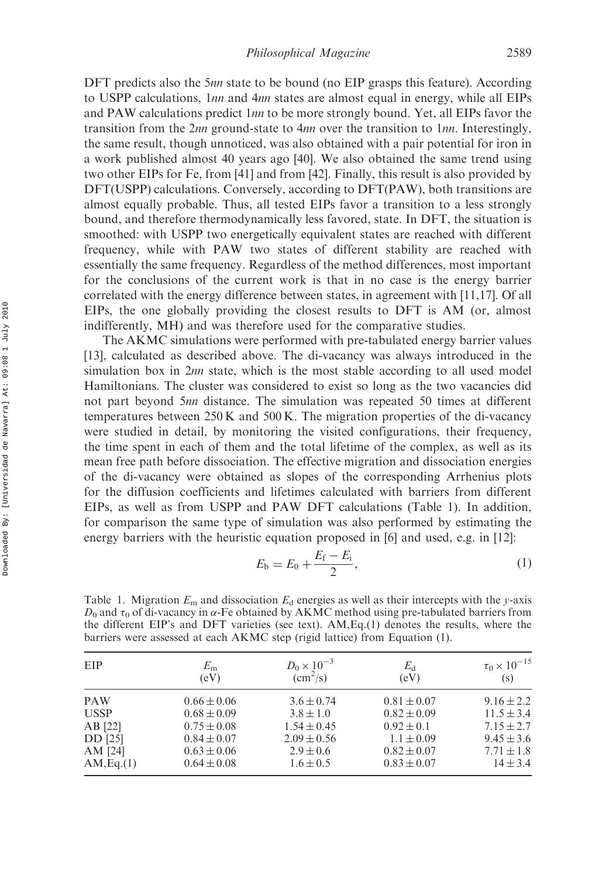DFT predicts also the 5*nn* state to be bound (no EIP grasps this feature). According to USPP calculations, 1*nn* and 4*nn* states are almost equal in energy, while all EIPs and PAW calculations predict 1*nn* to be more strongly bound. Yet, all EIPs favor the transition from the 2*nn* ground-state to 4*nn* over the transition to 1*nn*. Interestingly, the same result, though unnoticed, was also obtained with a pair potential for iron in a work published almost 40 years ago [40]. We also obtained the same trend using two other EIPs for Fe, from [41] and from [42]. Finally, this result is also provided by DFT(USPP) calculations. Conversely, according to DFT(PAW), both transitions are almost equally probable. Thus, all tested EIPs favor a transition to a less strongly bound, and therefore thermodynamically less favored, state. In DFT, the situation is smoothed: with USPP two energetically equivalent states are reached with different frequency, while with PAW two states of different stability are reached with essentially the same frequency. Regardless of the method differences, most important for the conclusions of the current work is that in no case is the energy barrier correlated with the energy difference between states, in agreement with [11,17]. Of all EIPs, the one globally providing the closest results to DFT is AM (or, almost indifferently, MH) and was therefore used for the comparative studies.

The AKMC simulations were performed with pre-tabulated energy barrier values [13], calculated as described above. The di-vacancy was always introduced in the simulation box in 2*nn* state, which is the most stable according to all used model Hamiltonians. The cluster was considered to exist so long as the two vacancies did not part beyond 5*nn* distance. The simulation was repeated 50 times at different temperatures between 250 K and 500 K. The migration properties of the di-vacancy were studied in detail, by monitoring the visited configurations, their frequency, the time spent in each of them and the total lifetime of the complex, as well as its mean free path before dissociation. The effective migration and dissociation energies of the di-vacancy were obtained as slopes of the corresponding Arrhenius plots for the diffusion coefficients and lifetimes calculated with barriers from different EIPs, as well as from USPP and PAW DFT calculations (Table 1). In addition, for comparison the same type of simulation was also performed by estimating the energy barriers with the heuristic equation proposed in [6] and used, e.g. in [12]:

$$E_b = E_0 + \frac{E_f - E_i}{2}, \tag{1}$$

Table 1. Migration $E_m$ and dissociation $E_d$ energies as well as their intercepts with the *y*-axis $D_0$ and $\tau_0$ of di-vacancy in $\alpha$-Fe obtained by AKMC method using pre-tabulated barriers from the different EIP's and DFT varieties (see text). AM,Eq.(1) denotes the results, where the barriers were assessed at each AKMC step (rigid lattice) from Equation (1).

| EIP | $E_m$ (eV) | $D_0 \times 10^{-3}$ (cm$^2$/s) | $E_d$ (eV) | $\tau_0 \times 10^{-15}$ (s) |
|---|---|---|---|---|
| PAW | $0.66 \pm 0.06$ | $3.6 \pm 0.74$ | $0.81 \pm 0.07$ | $9.16 \pm 2.2$ |
| USSP | $0.68 \pm 0.09$ | $3.8 \pm 1.0$ | $0.82 \pm 0.09$ | $11.5 \pm 3.4$ |
| AB [22] | $0.75 \pm 0.08$ | $1.54 \pm 0.45$ | $0.92 \pm 0.1$ | $7.15 \pm 2.7$ |
| DD [25] | $0.84 \pm 0.07$ | $2.09 \pm 0.56$ | $1.1 \pm 0.09$ | $9.45 \pm 3.6$ |
| AM [24] | $0.63 \pm 0.06$ | $2.9 \pm 0.6$ | $0.82 \pm 0.07$ | $7.71 \pm 1.8$ |
| AM,Eq.(1) | $0.64 \pm 0.08$ | $1.6 \pm 0.5$ | $0.83 \pm 0.07$ | $14 \pm 3.4$ |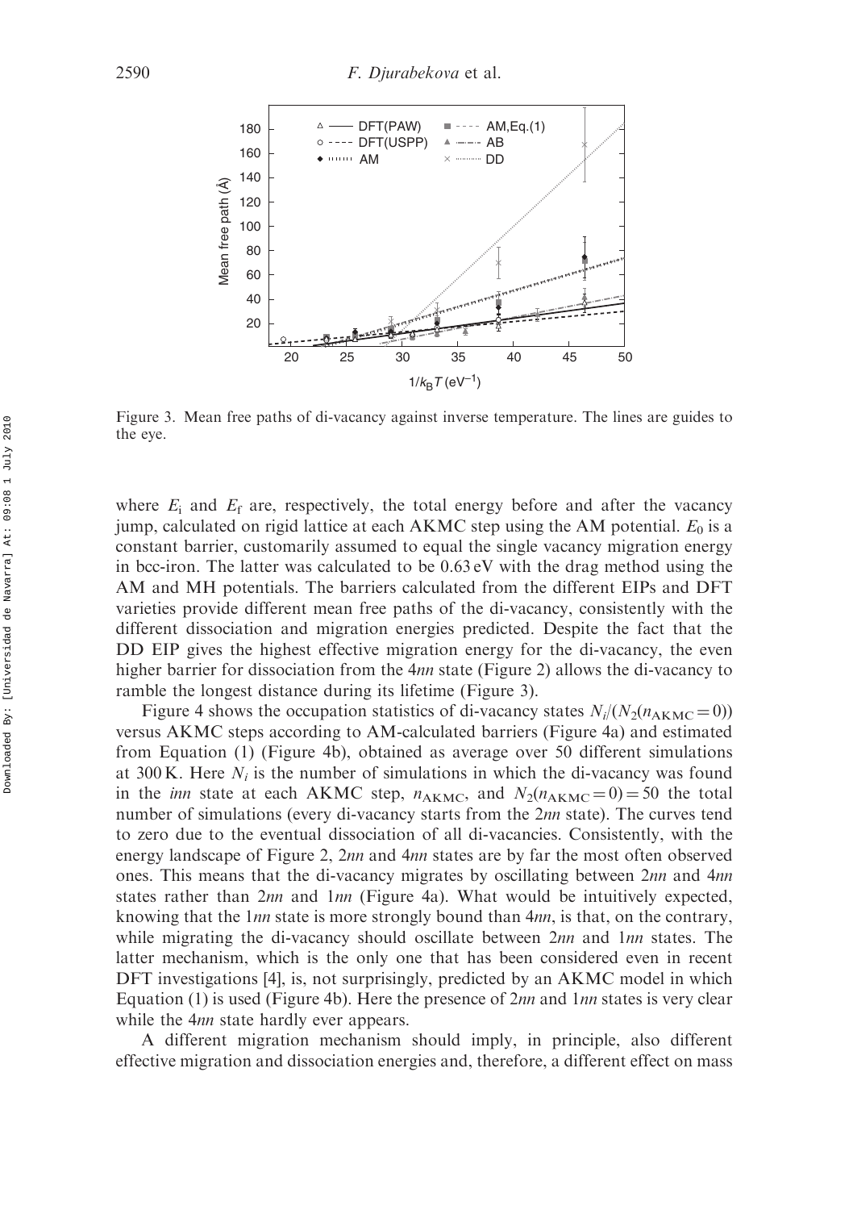Figure 3. Mean free paths of di-vacancy against inverse temperature. The lines are guides to the eye.

where $E_i$ and $E_f$ are, respectively, the total energy before and after the vacancy jump, calculated on rigid lattice at each AKMC step using the AM potential. $E_0$ is a constant barrier, customarily assumed to equal the single vacancy migration energy in bcc-iron. The latter was calculated to be 0.63 eV with the drag method using the AM and MH potentials. The barriers calculated from the different EIPs and DFT varieties provide different mean free paths of the di-vacancy, consistently with the different dissociation and migration energies predicted. Despite the fact that the DD EIP gives the highest effective migration energy for the di-vacancy, the even higher barrier for dissociation from the 4*nn* state (Figure 2) allows the di-vacancy to ramble the longest distance during its lifetime (Figure 3).

Figure 4 shows the occupation statistics of di-vacancy states $N_i/(N_2(n_{\mathrm{AKMC}}=0))$ versus AKMC steps according to AM-calculated barriers (Figure 4a) and estimated from Equation (1) (Figure 4b), obtained as average over 50 different simulations at 300 K. Here $N_i$ is the number of simulations in which the di-vacancy was found in the *inn* state at each AKMC step, $n_{\mathrm{AKMC}}$, and $N_2(n_{\mathrm{AKMC}}=0)=50$ the total number of simulations (every di-vacancy starts from the 2*nn* state). The curves tend to zero due to the eventual dissociation of all di-vacancies. Consistently, with the energy landscape of Figure 2, 2*nn* and 4*nn* states are by far the most often observed ones. This means that the di-vacancy migrates by oscillating between 2*nn* and 4*nn* states rather than 2*nn* and 1*nn* (Figure 4a). What would be intuitively expected, knowing that the 1*nn* state is more strongly bound than 4*nn*, is that, on the contrary, while migrating the di-vacancy should oscillate between 2*nn* and 1*nn* states. The latter mechanism, which is the only one that has been considered even in recent DFT investigations [4], is, not surprisingly, predicted by an AKMC model in which Equation (1) is used (Figure 4b). Here the presence of 2*nn* and 1*nn* states is very clear while the 4*nn* state hardly ever appears.

A different migration mechanism should imply, in principle, also different effective migration and dissociation energies and, therefore, a different effect on mass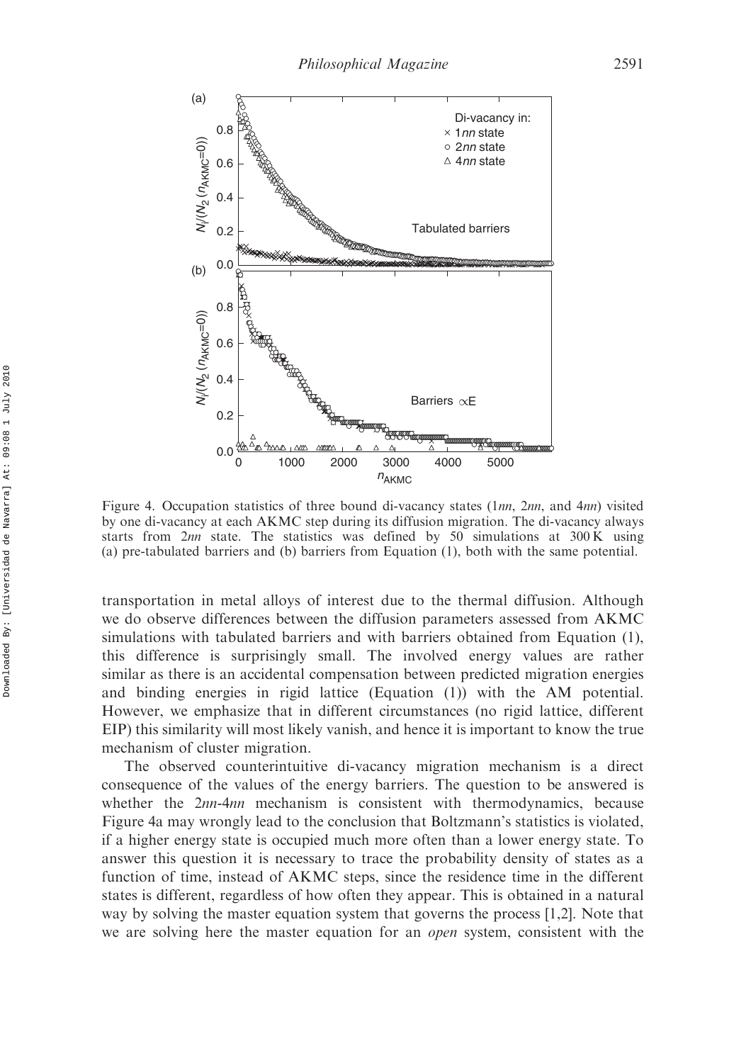Figure 4. Occupation statistics of three bound di-vacancy states (1*nn*, 2*nn*, and 4*nn*) visited by one di-vacancy at each AKMC step during its diffusion migration. The di-vacancy always starts from 2*nn* state. The statistics was defined by 50 simulations at 300 K using (a) pre-tabulated barriers and (b) barriers from Equation (1), both with the same potential.

transportation in metal alloys of interest due to the thermal diffusion. Although we do observe differences between the diffusion parameters assessed from AKMC simulations with tabulated barriers and with barriers obtained from Equation (1), this difference is surprisingly small. The involved energy values are rather similar as there is an accidental compensation between predicted migration energies and binding energies in rigid lattice (Equation (1)) with the AM potential. However, we emphasize that in different circumstances (no rigid lattice, different EIP) this similarity will most likely vanish, and hence it is important to know the true mechanism of cluster migration.

The observed counterintuitive di-vacancy migration mechanism is a direct consequence of the values of the energy barriers. The question to be answered is whether the 2*nn*-4*nn* mechanism is consistent with thermodynamics, because Figure 4a may wrongly lead to the conclusion that Boltzmann's statistics is violated, if a higher energy state is occupied much more often than a lower energy state. To answer this question it is necessary to trace the probability density of states as a function of time, instead of AKMC steps, since the residence time in the different states is different, regardless of how often they appear. This is obtained in a natural way by solving the master equation system that governs the process [1,2]. Note that we are solving here the master equation for an *open* system, consistent with the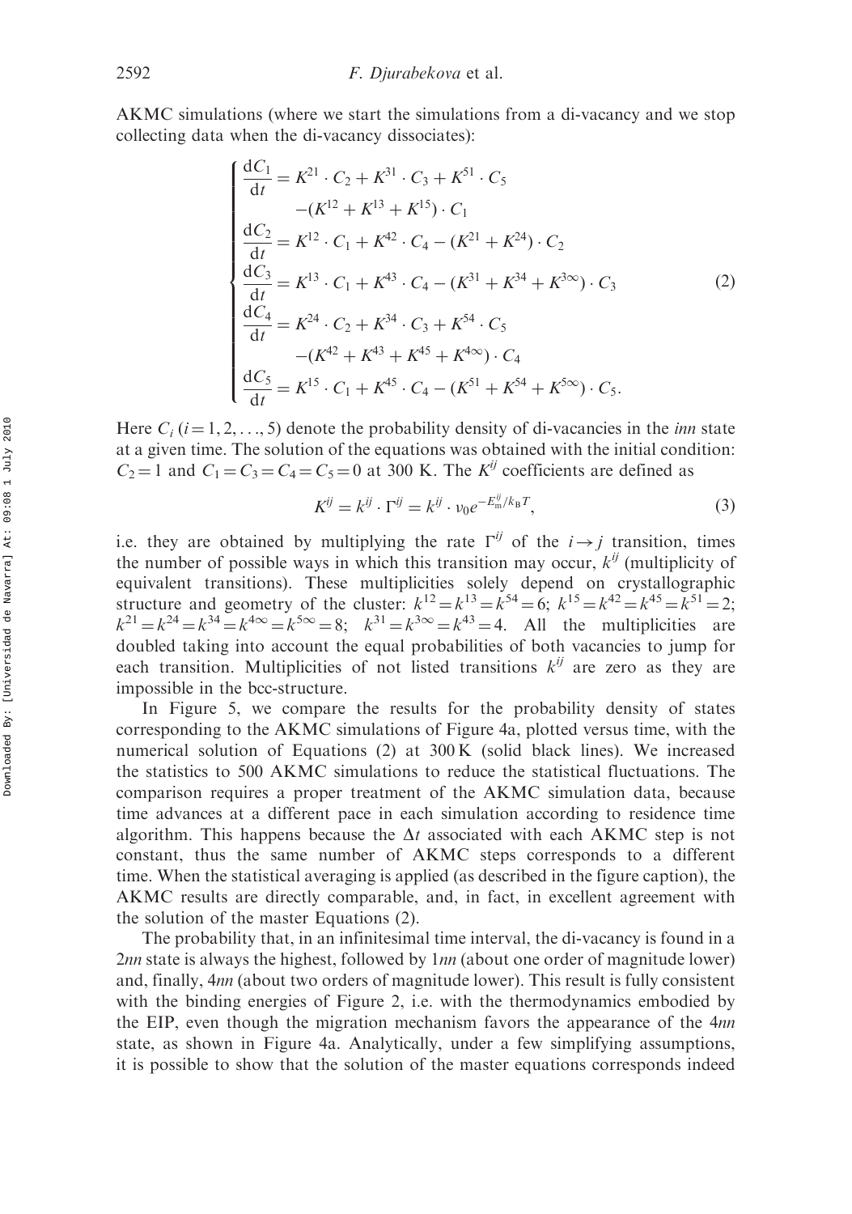AKMC simulations (where we start the simulations from a di-vacancy and we stop collecting data when the di-vacancy dissociates):

$$
\begin{cases}
\dfrac{\mathrm{d}C_1}{\mathrm{d}t} = K^{21}\cdot C_2 + K^{31}\cdot C_3 + K^{51}\cdot C_5 \\
\qquad -(K^{12}+K^{13}+K^{15})\cdot C_1 \\
\dfrac{\mathrm{d}C_2}{\mathrm{d}t} = K^{12}\cdot C_1 + K^{42}\cdot C_4 - (K^{21}+K^{24})\cdot C_2 \\
\dfrac{\mathrm{d}C_3}{\mathrm{d}t} = K^{13}\cdot C_1 + K^{43}\cdot C_4 - (K^{31}+K^{34}+K^{3\infty})\cdot C_3 \\
\dfrac{\mathrm{d}C_4}{\mathrm{d}t} = K^{24}\cdot C_2 + K^{34}\cdot C_3 + K^{54}\cdot C_5 \\
\qquad -(K^{42}+K^{43}+K^{45}+K^{4\infty})\cdot C_4 \\
\dfrac{\mathrm{d}C_5}{\mathrm{d}t} = K^{15}\cdot C_1 + K^{45}\cdot C_4 - (K^{51}+K^{54}+K^{5\infty})\cdot C_5.
\end{cases}
\tag{2}
$$

Here $C_i$ ($i = 1, 2, \ldots, 5$) denote the probability density of di-vacancies in the *inn* state at a given time. The solution of the equations was obtained with the initial condition: $C_2 = 1$ and $C_1 = C_3 = C_4 = C_5 = 0$ at 300 K. The $K^{ij}$ coefficients are defined as

$$
K^{ij} = k^{ij}\cdot\Gamma^{ij} = k^{ij}\cdot\nu_0 e^{-E_m^{ij}/k_\mathrm{B}T},
\tag{3}
$$

i.e. they are obtained by multiplying the rate $\Gamma^{ij}$ of the $i \rightarrow j$ transition, times the number of possible ways in which this transition may occur, $k^{ij}$ (multiplicity of equivalent transitions). These multiplicities solely depend on crystallographic structure and geometry of the cluster: $k^{12} = k^{13} = k^{54} = 6$; $k^{15} = k^{42} = k^{45} = k^{51} = 2$; $k^{21} = k^{24} = k^{34} = k^{4\infty} = k^{5\infty} = 8$; $k^{31} = k^{3\infty} = k^{43} = 4$. All the multiplicities are doubled taking into account the equal probabilities of both vacancies to jump for each transition. Multiplicities of not listed transitions $k^{ij}$ are zero as they are impossible in the bcc-structure.

In Figure 5, we compare the results for the probability density of states corresponding to the AKMC simulations of Figure 4a, plotted versus time, with the numerical solution of Equations (2) at 300 K (solid black lines). We increased the statistics to 500 AKMC simulations to reduce the statistical fluctuations. The comparison requires a proper treatment of the AKMC simulation data, because time advances at a different pace in each simulation according to residence time algorithm. This happens because the $\Delta t$ associated with each AKMC step is not constant, thus the same number of AKMC steps corresponds to a different time. When the statistical averaging is applied (as described in the figure caption), the AKMC results are directly comparable, and, in fact, in excellent agreement with the solution of the master Equations (2).

The probability that, in an infinitesimal time interval, the di-vacancy is found in a 2*nn* state is always the highest, followed by 1*nn* (about one order of magnitude lower) and, finally, 4*nn* (about two orders of magnitude lower). This result is fully consistent with the binding energies of Figure 2, i.e. with the thermodynamics embodied by the EIP, even though the migration mechanism favors the appearance of the 4*nn* state, as shown in Figure 4a. Analytically, under a few simplifying assumptions, it is possible to show that the solution of the master equations corresponds indeed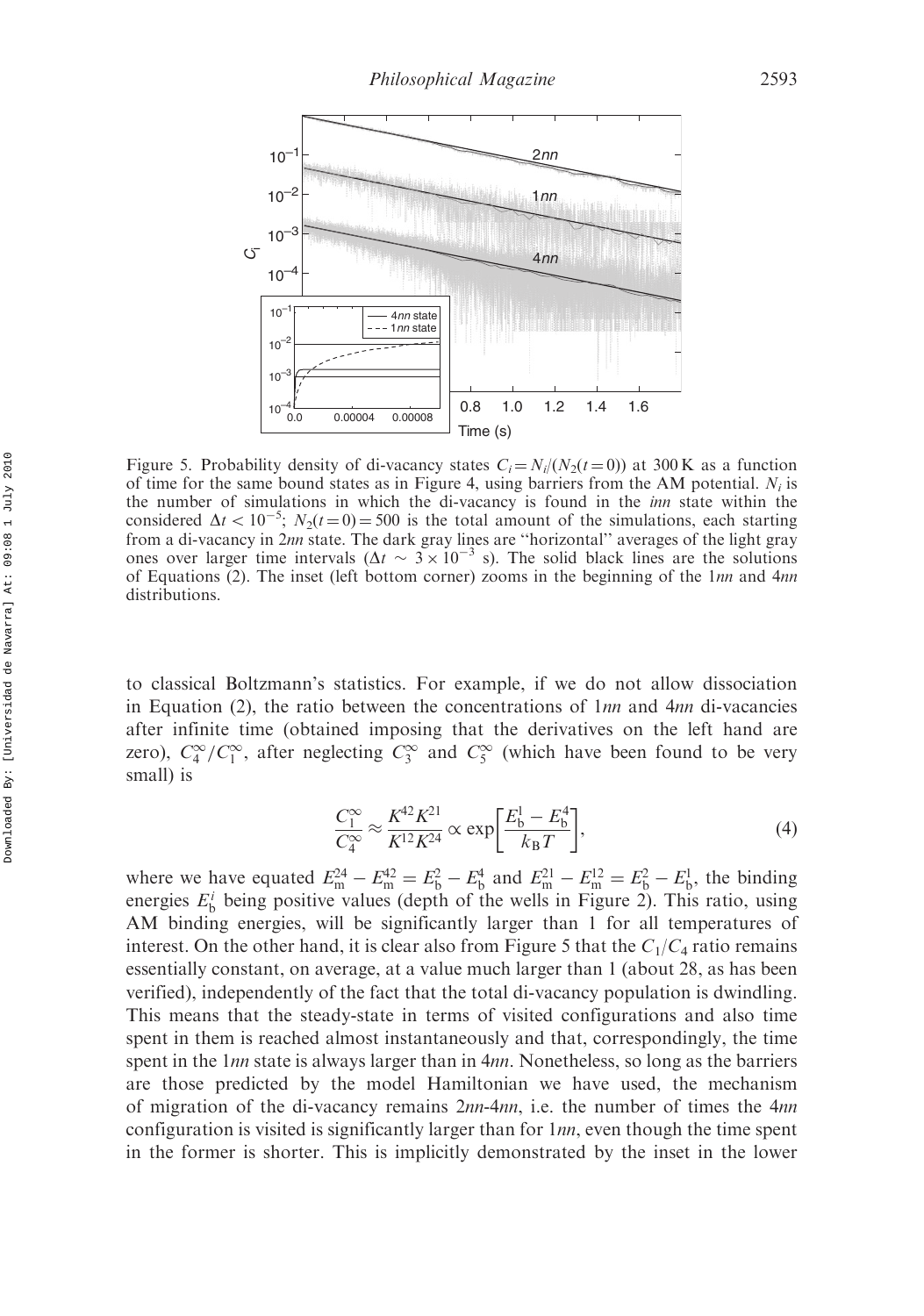Figure 5. Probability density of di-vacancy states $C_i = N_i/(N_2(t=0))$ at 300 K as a function of time for the same bound states as in Figure 4, using barriers from the AM potential. $N_i$ is the number of simulations in which the di-vacancy is found in the *inn* state within the considered $\Delta t < 10^{-5}$; $N_2(t=0) = 500$ is the total amount of the simulations, each starting from a di-vacancy in 2*nn* state. The dark gray lines are "horizontal" averages of the light gray ones over larger time intervals ($\Delta t \sim 3 \times 10^{-3}$ s). The solid black lines are the solutions of Equations (2). The inset (left bottom corner) zooms in the beginning of the 1*nn* and 4*nn* distributions.

to classical Boltzmann's statistics. For example, if we do not allow dissociation in Equation (2), the ratio between the concentrations of 1*nn* and 4*nn* di-vacancies after infinite time (obtained imposing that the derivatives on the left hand are zero), $C_4^\infty / C_1^\infty$, after neglecting $C_3^\infty$ and $C_5^\infty$ (which have been found to be very small) is

$$\frac{C_1^\infty}{C_4^\infty} \approx \frac{K^{42}K^{21}}{K^{12}K^{24}} \propto \exp\left[\frac{E_b^1 - E_b^4}{k_B T}\right], \tag{4}$$

where we have equated $E_m^{24} - E_m^{42} = E_b^2 - E_b^4$ and $E_m^{21} - E_m^{12} = E_b^2 - E_b^1$, the binding energies $E_b^i$ being positive values (depth of the wells in Figure 2). This ratio, using AM binding energies, will be significantly larger than 1 for all temperatures of interest. On the other hand, it is clear also from Figure 5 that the $C_1/C_4$ ratio remains essentially constant, on average, at a value much larger than 1 (about 28, as has been verified), independently of the fact that the total di-vacancy population is dwindling. This means that the steady-state in terms of visited configurations and also time spent in them is reached almost instantaneously and that, correspondingly, the time spent in the 1*nn* state is always larger than in 4*nn*. Nonetheless, so long as the barriers are those predicted by the model Hamiltonian we have used, the mechanism of migration of the di-vacancy remains 2*nn*-4*nn*, i.e. the number of times the 4*nn* configuration is visited is significantly larger than for 1*nn*, even though the time spent in the former is shorter. This is implicitly demonstrated by the inset in the lower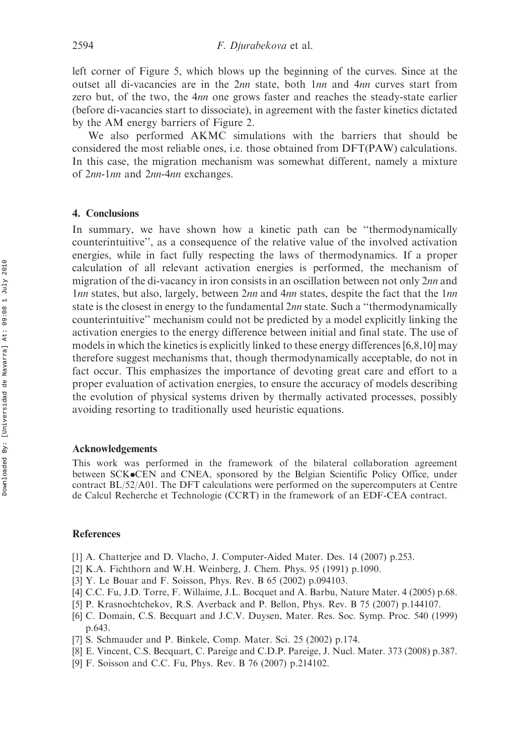left corner of Figure 5, which blows up the beginning of the curves. Since at the outset all di-vacancies are in the 2*nn* state, both 1*nn* and 4*nn* curves start from zero but, of the two, the 4*nn* one grows faster and reaches the steady-state earlier (before di-vacancies start to dissociate), in agreement with the faster kinetics dictated by the AM energy barriers of Figure 2.

We also performed AKMC simulations with the barriers that should be considered the most reliable ones, i.e. those obtained from DFT(PAW) calculations. In this case, the migration mechanism was somewhat different, namely a mixture of 2*nn*-1*nn* and 2*nn*-4*nn* exchanges.

## 4. Conclusions

In summary, we have shown how a kinetic path can be "thermodynamically counterintuitive", as a consequence of the relative value of the involved activation energies, while in fact fully respecting the laws of thermodynamics. If a proper calculation of all relevant activation energies is performed, the mechanism of migration of the di-vacancy in iron consists in an oscillation between not only 2*nn* and 1*nn* states, but also, largely, between 2*nn* and 4*nn* states, despite the fact that the 1*nn* state is the closest in energy to the fundamental 2*nn* state. Such a "thermodynamically counterintuitive" mechanism could not be predicted by a model explicitly linking the activation energies to the energy difference between initial and final state. The use of models in which the kinetics is explicitly linked to these energy differences [6,8,10] may therefore suggest mechanisms that, though thermodynamically acceptable, do not in fact occur. This emphasizes the importance of devoting great care and effort to a proper evaluation of activation energies, to ensure the accuracy of models describing the evolution of physical systems driven by thermally activated processes, possibly avoiding resorting to traditionally used heuristic equations.

### Acknowledgements

This work was performed in the framework of the bilateral collaboration agreement between SCK•CEN and CNEA, sponsored by the Belgian Scientific Policy Office, under contract BL/52/A01. The DFT calculations were performed on the supercomputers at Centre de Calcul Recherche et Technologie (CCRT) in the framework of an EDF-CEA contract.

### References

[1] A. Chatterjee and D. Vlacho, J. Computer-Aided Mater. Des. 14 (2007) p.253.
[2] K.A. Fichthorn and W.H. Weinberg, J. Chem. Phys. 95 (1991) p.1090.
[3] Y. Le Bouar and F. Soisson, Phys. Rev. B 65 (2002) p.094103.
[4] C.C. Fu, J.D. Torre, F. Willaime, J.L. Bocquet and A. Barbu, Nature Mater. 4 (2005) p.68.
[5] P. Krasnochtchekov, R.S. Averback and P. Bellon, Phys. Rev. B 75 (2007) p.144107.
[6] C. Domain, C.S. Becquart and J.C.V. Duysen, Mater. Res. Soc. Symp. Proc. 540 (1999) p.643.
[7] S. Schmauder and P. Binkele, Comp. Mater. Sci. 25 (2002) p.174.
[8] E. Vincent, C.S. Becquart, C. Pareige and C.D.P. Pareige, J. Nucl. Mater. 373 (2008) p.387.
[9] F. Soisson and C.C. Fu, Phys. Rev. B 76 (2007) p.214102.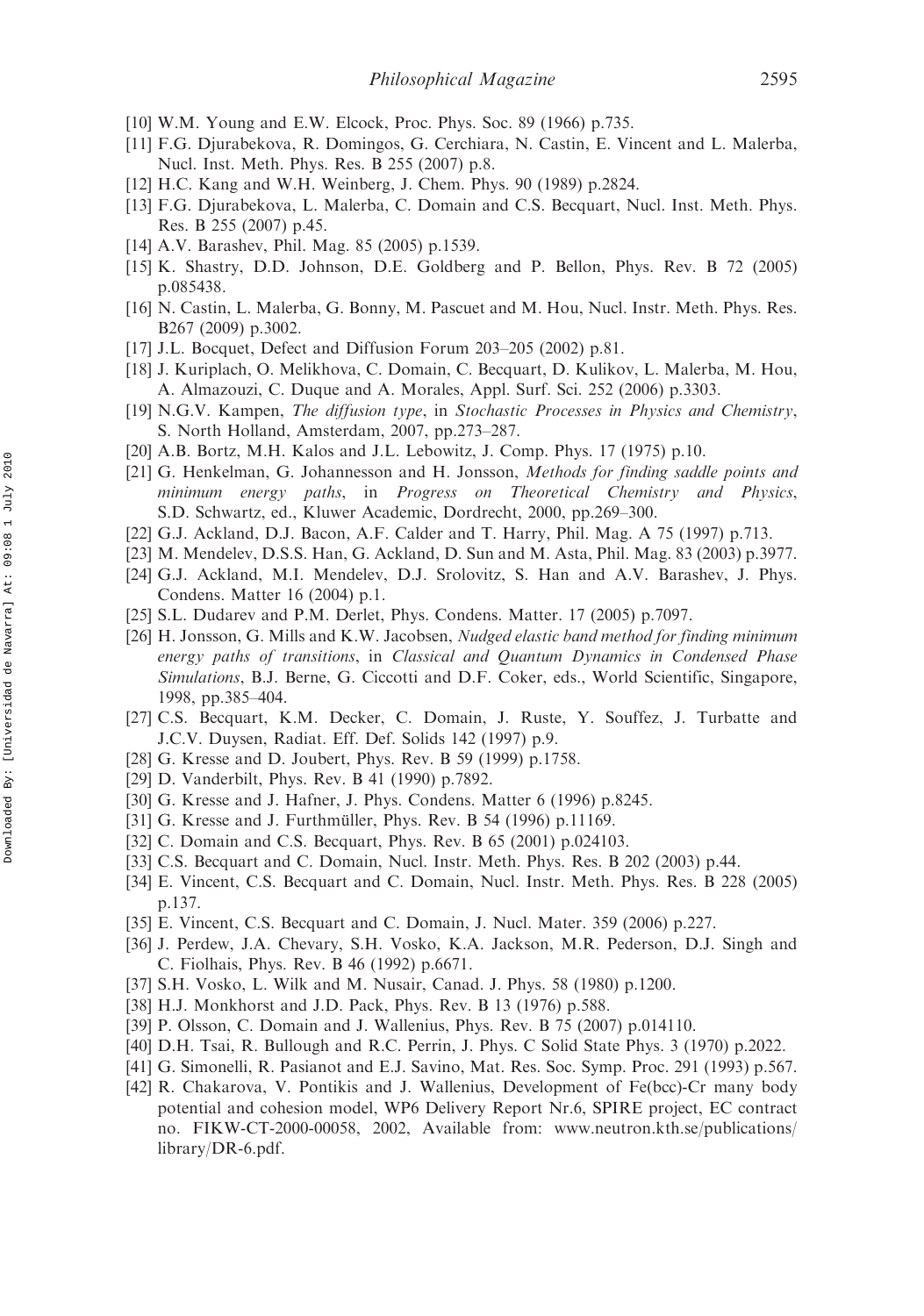[10] W.M. Young and E.W. Elcock, Proc. Phys. Soc. 89 (1966) p.735.

[11] F.G. Djurabekova, R. Domingos, G. Cerchiara, N. Castin, E. Vincent and L. Malerba, Nucl. Inst. Meth. Phys. Res. B 255 (2007) p.8.

[12] H.C. Kang and W.H. Weinberg, J. Chem. Phys. 90 (1989) p.2824.

[13] F.G. Djurabekova, L. Malerba, C. Domain and C.S. Becquart, Nucl. Inst. Meth. Phys. Res. B 255 (2007) p.45.

[14] A.V. Barashev, Phil. Mag. 85 (2005) p.1539.

[15] K. Shastry, D.D. Johnson, D.E. Goldberg and P. Bellon, Phys. Rev. B 72 (2005) p.085438.

[16] N. Castin, L. Malerba, G. Bonny, M. Pascuet and M. Hou, Nucl. Instr. Meth. Phys. Res. B267 (2009) p.3002.

[17] J.L. Bocquet, Defect and Diffusion Forum 203–205 (2002) p.81.

[18] J. Kuriplach, O. Melikhova, C. Domain, C. Becquart, D. Kulikov, L. Malerba, M. Hou, A. Almazouzi, C. Duque and A. Morales, Appl. Surf. Sci. 252 (2006) p.3303.

[19] N.G.V. Kampen, *The diffusion type*, in *Stochastic Processes in Physics and Chemistry*, S. North Holland, Amsterdam, 2007, pp.273–287.

[20] A.B. Bortz, M.H. Kalos and J.L. Lebowitz, J. Comp. Phys. 17 (1975) p.10.

[21] G. Henkelman, G. Johannesson and H. Jonsson, *Methods for finding saddle points and minimum energy paths*, in *Progress on Theoretical Chemistry and Physics*, S.D. Schwartz, ed., Kluwer Academic, Dordrecht, 2000, pp.269–300.

[22] G.J. Ackland, D.J. Bacon, A.F. Calder and T. Harry, Phil. Mag. A 75 (1997) p.713.

[23] M. Mendelev, D.S.S. Han, G. Ackland, D. Sun and M. Asta, Phil. Mag. 83 (2003) p.3977.

[24] G.J. Ackland, M.I. Mendelev, D.J. Srolovitz, S. Han and A.V. Barashev, J. Phys. Condens. Matter 16 (2004) p.1.

[25] S.L. Dudarev and P.M. Derlet, Phys. Condens. Matter. 17 (2005) p.7097.

[26] H. Jonsson, G. Mills and K.W. Jacobsen, *Nudged elastic band method for finding minimum energy paths of transitions*, in *Classical and Quantum Dynamics in Condensed Phase Simulations*, B.J. Berne, G. Ciccotti and D.F. Coker, eds., World Scientific, Singapore, 1998, pp.385–404.

[27] C.S. Becquart, K.M. Decker, C. Domain, J. Ruste, Y. Souffez, J. Turbatte and J.C.V. Duysen, Radiat. Eff. Def. Solids 142 (1997) p.9.

[28] G. Kresse and D. Joubert, Phys. Rev. B 59 (1999) p.1758.

[29] D. Vanderbilt, Phys. Rev. B 41 (1990) p.7892.

[30] G. Kresse and J. Hafner, J. Phys. Condens. Matter 6 (1996) p.8245.

[31] G. Kresse and J. Furthmüller, Phys. Rev. B 54 (1996) p.11169.

[32] C. Domain and C.S. Becquart, Phys. Rev. B 65 (2001) p.024103.

[33] C.S. Becquart and C. Domain, Nucl. Instr. Meth. Phys. Res. B 202 (2003) p.44.

[34] E. Vincent, C.S. Becquart and C. Domain, Nucl. Instr. Meth. Phys. Res. B 228 (2005) p.137.

[35] E. Vincent, C.S. Becquart and C. Domain, J. Nucl. Mater. 359 (2006) p.227.

[36] J. Perdew, J.A. Chevary, S.H. Vosko, K.A. Jackson, M.R. Pederson, D.J. Singh and C. Fiolhais, Phys. Rev. B 46 (1992) p.6671.

[37] S.H. Vosko, L. Wilk and M. Nusair, Canad. J. Phys. 58 (1980) p.1200.

[38] H.J. Monkhorst and J.D. Pack, Phys. Rev. B 13 (1976) p.588.

[39] P. Olsson, C. Domain and J. Wallenius, Phys. Rev. B 75 (2007) p.014110.

[40] D.H. Tsai, R. Bullough and R.C. Perrin, J. Phys. C Solid State Phys. 3 (1970) p.2022.

[41] G. Simonelli, R. Pasianot and E.J. Savino, Mat. Res. Soc. Symp. Proc. 291 (1993) p.567.

[42] R. Chakarova, V. Pontikis and J. Wallenius, Development of Fe(bcc)-Cr many body potential and cohesion model, WP6 Delivery Report Nr.6, SPIRE project, EC contract no. FIKW-CT-2000-00058, 2002, Available from: www.neutron.kth.se/publications/library/DR-6.pdf.